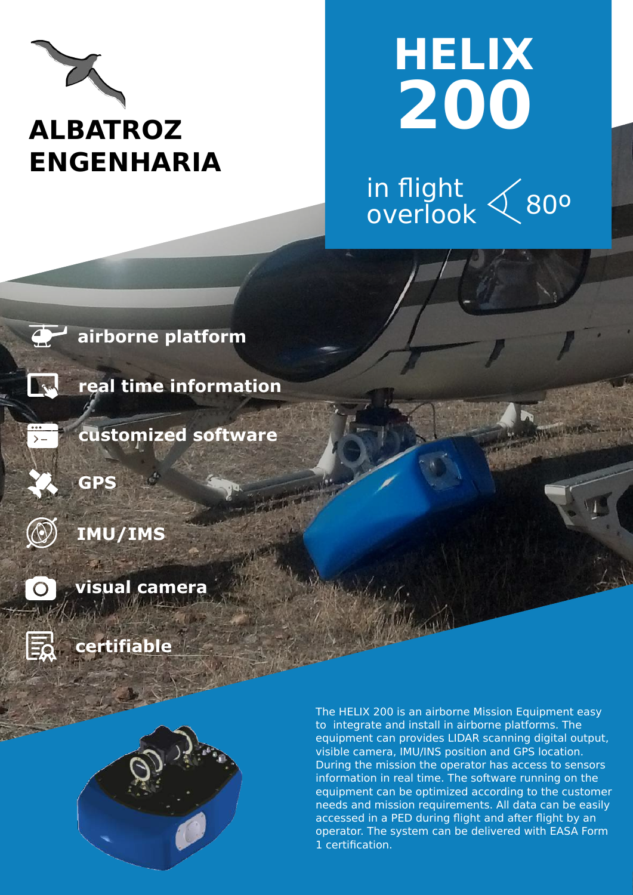# ALBATROZ ENGENHARIA

# HELIX 200

in flight overlook 80º

- airborne platform
- real time information
- customized software
- GPS
- IMU/IMS
- visual camera
- certifiable

The HELIX 200 is an airborne Mission Equipment easy to integrate and install in airborne platforms. The equipment can provides LIDAR scanning digital output, visible camera, IMU/INS position and GPS location. During the mission the operator has access to sensors information in real time. The software running on the equipment can be optimized according to the customer needs and mission requirements. All data can be easily accessed in a PED during flight and after flight by an operator. The system can be delivered with EASA Form 1 certification.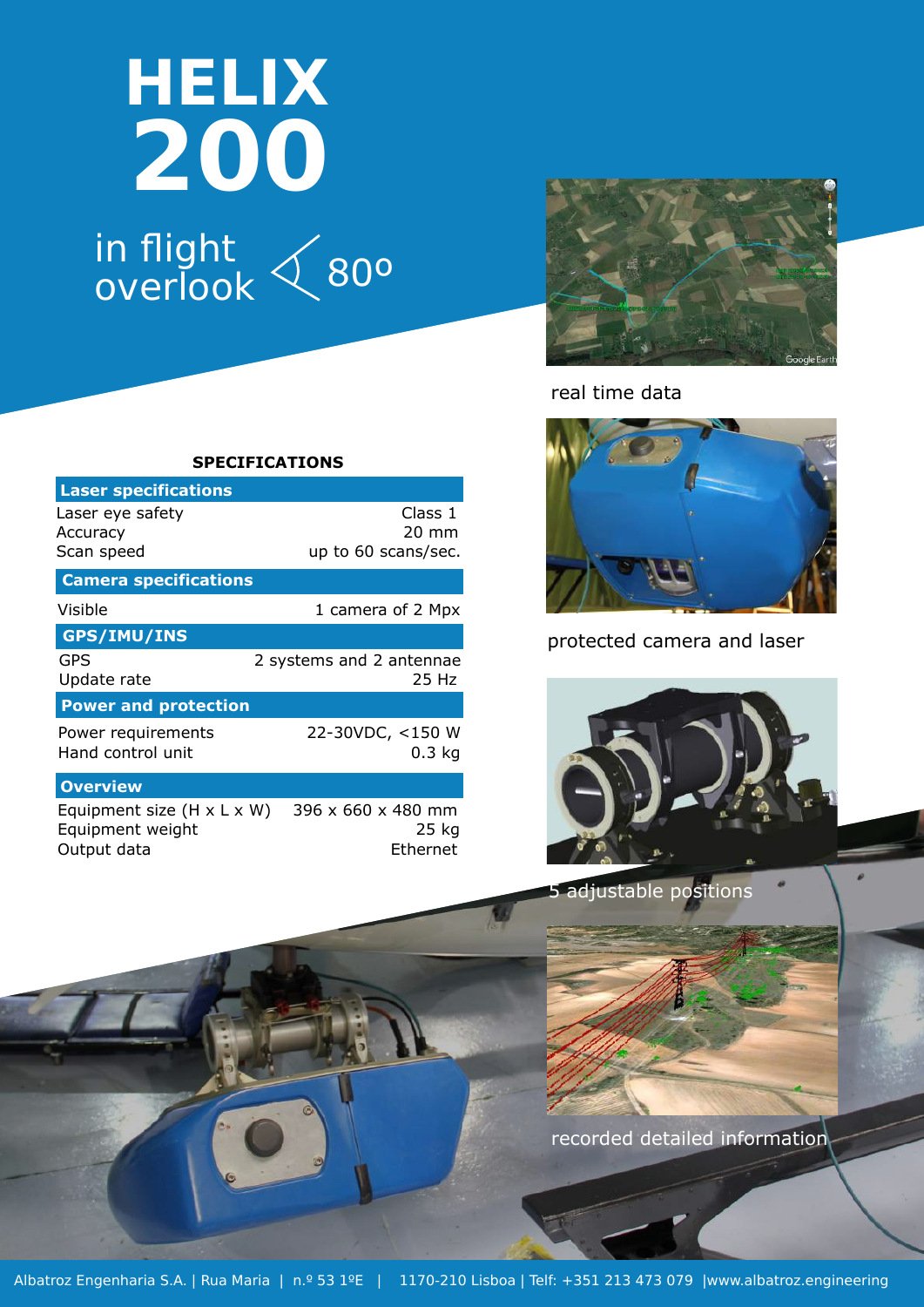# HELIX 200

in flight overlook ∢ 80º

real time data

protected camera and laser

5 adjustable positions

recorded detailed information

**SPECIFICATIONS**

| | |
|---|---|
| **Laser specifications** | |
| Laser eye safety | Class 1 |
| Accuracy | 20 mm |
| Scan speed | up to 60 scans/sec. |
| **Camera specifications** | |
| Visible | 1 camera of 2 Mpx |
| **GPS/IMU/INS** | |
| GPS | 2 systems and 2 antennae |
| Update rate | 25 Hz |
| **Power and protection** | |
| Power requirements | 22-30VDC, <150 W |
| Hand control unit | 0.3 kg |
| **Overview** | |
| Equipment size (H x L x W) | 396 x 660 x 480 mm |
| Equipment weight | 25 kg |
| Output data | Ethernet |

Albatroz Engenharia S.A. | Rua Maria | n.º 53 1ºE | 1170-210 Lisboa | Telf: +351 213 473 079 |www.albatroz.engineering